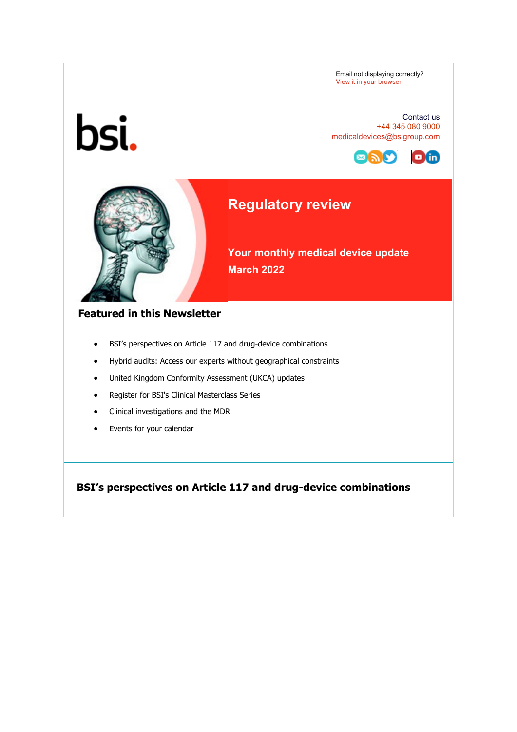Email not displaying correctly?
View it in your browser

Contact us
+44 345 080 9000
medicaldevices@bsigroup.com

# Regulatory review

**Your monthly medical device update**
**March 2022**

## Featured in this Newsletter

- BSI's perspectives on Article 117 and drug-device combinations
- Hybrid audits: Access our experts without geographical constraints
- United Kingdom Conformity Assessment (UKCA) updates
- Register for BSI's Clinical Masterclass Series
- Clinical investigations and the MDR
- Events for your calendar

## BSI's perspectives on Article 117 and drug-device combinations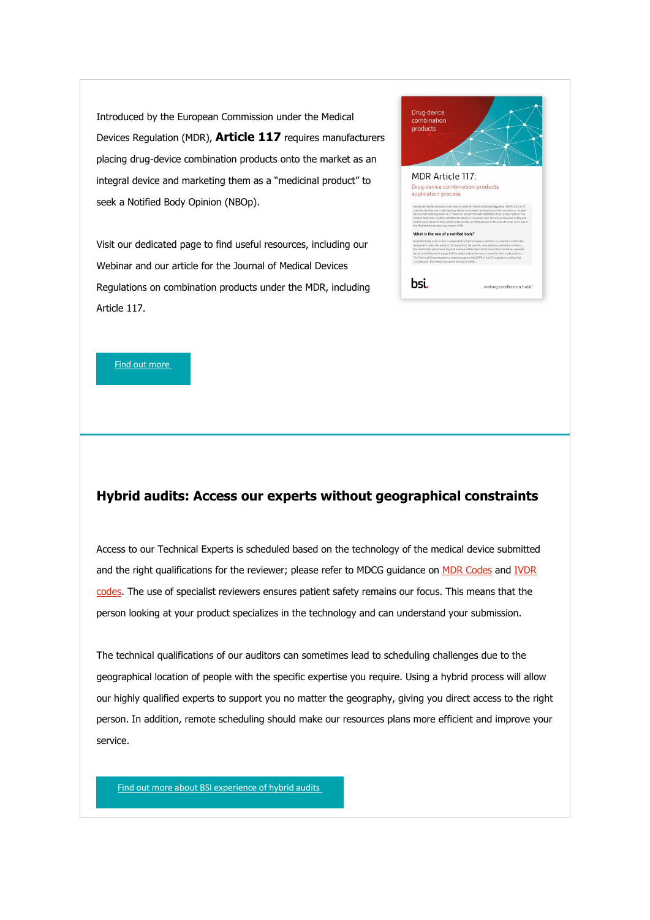Introduced by the European Commission under the Medical Devices Regulation (MDR), **Article 117** requires manufacturers placing drug-device combination products onto the market as an integral device and marketing them as a "medicinal product" to seek a Notified Body Opinion (NBOp).

Visit our dedicated page to find useful resources, including our Webinar and our article for the Journal of Medical Devices Regulations on combination products under the MDR, including Article 117.

Find out more

## Hybrid audits: Access our experts without geographical constraints

Access to our Technical Experts is scheduled based on the technology of the medical device submitted and the right qualifications for the reviewer; please refer to MDCG guidance on MDR Codes and IVDR codes. The use of specialist reviewers ensures patient safety remains our focus. This means that the person looking at your product specializes in the technology and can understand your submission.

The technical qualifications of our auditors can sometimes lead to scheduling challenges due to the geographical location of people with the specific expertise you require. Using a hybrid process will allow our highly qualified experts to support you no matter the geography, giving you direct access to the right person. In addition, remote scheduling should make our resources plans more efficient and improve your service.

Find out more about BSI experience of hybrid audits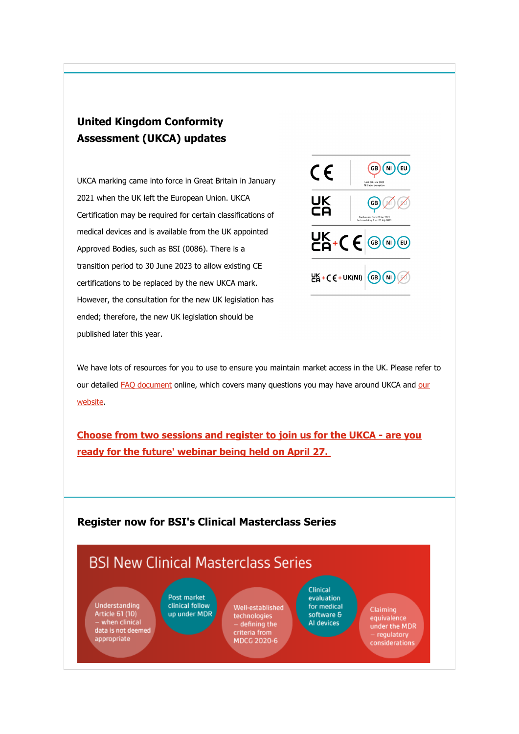## United Kingdom Conformity Assessment (UKCA) updates

UKCA marking came into force in Great Britain in January 2021 when the UK left the European Union. UKCA Certification may be required for certain classifications of medical devices and is available from the UK appointed Approved Bodies, such as BSI (0086). There is a transition period to 30 June 2023 to allow existing CE certifications to be replaced by the new UKCA mark. However, the consultation for the new UK legislation has ended; therefore, the new UK legislation should be published later this year.

We have lots of resources for you to use to ensure you maintain market access in the UK. Please refer to our detailed FAQ document online, which covers many questions you may have around UKCA and our website.

**Choose from two sessions and register to join us for the UKCA - are you ready for the future' webinar being held on April 27.**

## Register now for BSI's Clinical Masterclass Series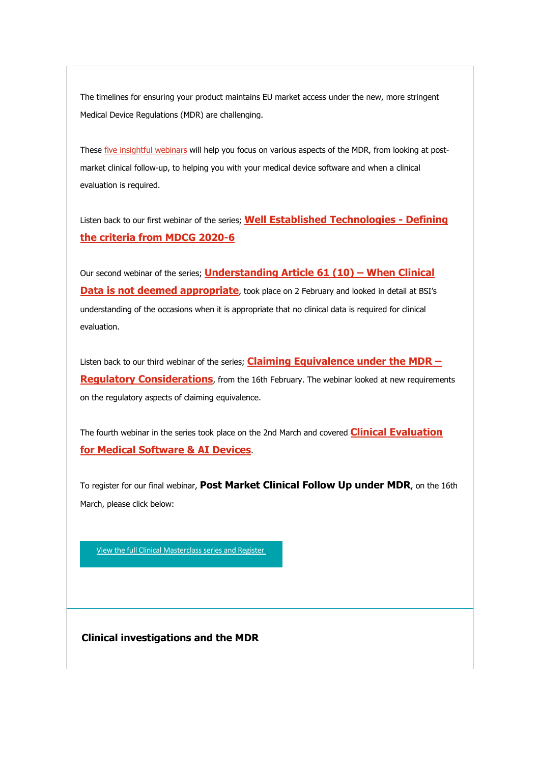The timelines for ensuring your product maintains EU market access under the new, more stringent Medical Device Regulations (MDR) are challenging.

These five insightful webinars will help you focus on various aspects of the MDR, from looking at post-market clinical follow-up, to helping you with your medical device software and when a clinical evaluation is required.

Listen back to our first webinar of the series; **Well Established Technologies - Defining the criteria from MDCG 2020-6**

Our second webinar of the series; **Understanding Article 61 (10) – When Clinical Data is not deemed appropriate**, took place on 2 February and looked in detail at BSI's understanding of the occasions when it is appropriate that no clinical data is required for clinical evaluation.

Listen back to our third webinar of the series; **Claiming Equivalence under the MDR – Regulatory Considerations**, from the 16th February. The webinar looked at new requirements on the regulatory aspects of claiming equivalence.

The fourth webinar in the series took place on the 2nd March and covered **Clinical Evaluation for Medical Software & AI Devices**.

To register for our final webinar, **Post Market Clinical Follow Up under MDR**, on the 16th March, please click below:

View the full Clinical Masterclass series and Register

**Clinical investigations and the MDR**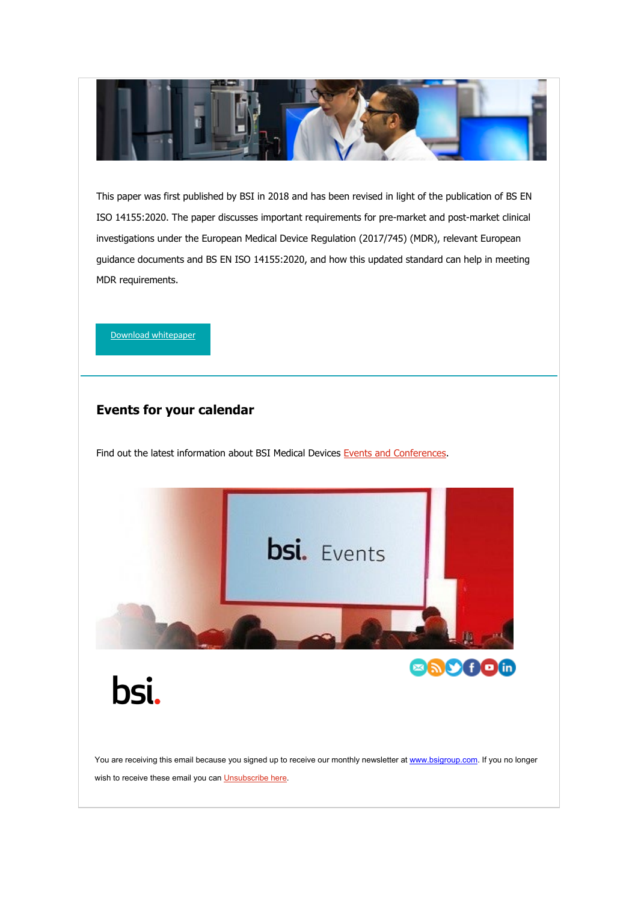This paper was first published by BSI in 2018 and has been revised in light of the publication of BS EN ISO 14155:2020. The paper discusses important requirements for pre-market and post-market clinical investigations under the European Medical Device Regulation (2017/745) (MDR), relevant European guidance documents and BS EN ISO 14155:2020, and how this updated standard can help in meeting MDR requirements.

Download whitepaper

---

## Events for your calendar

Find out the latest information about BSI Medical Devices Events and Conferences.

You are receiving this email because you signed up to receive our monthly newsletter at www.bsigroup.com. If you no longer wish to receive these email you can Unsubscribe here.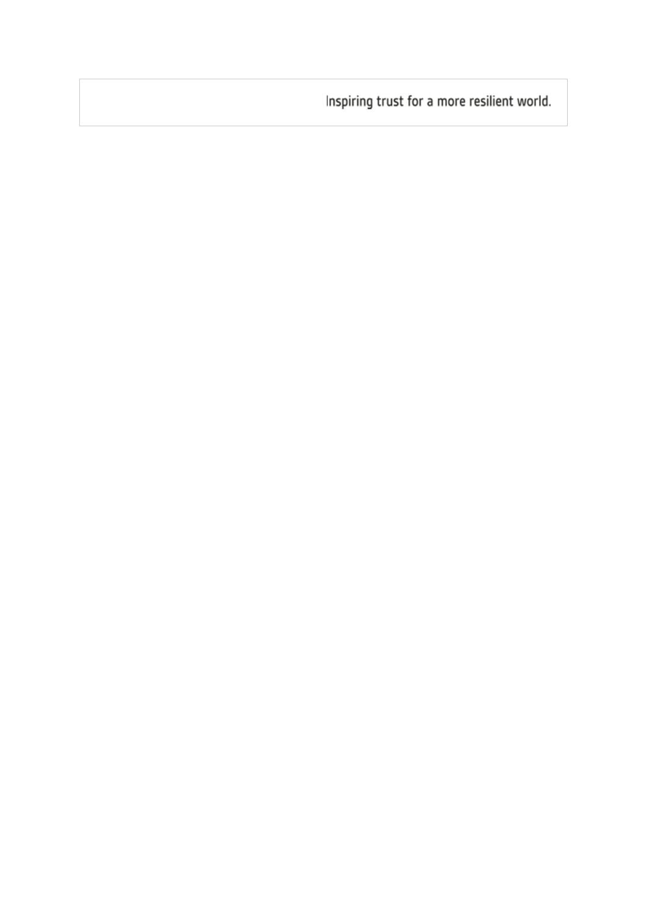Inspiring trust for a more resilient world.